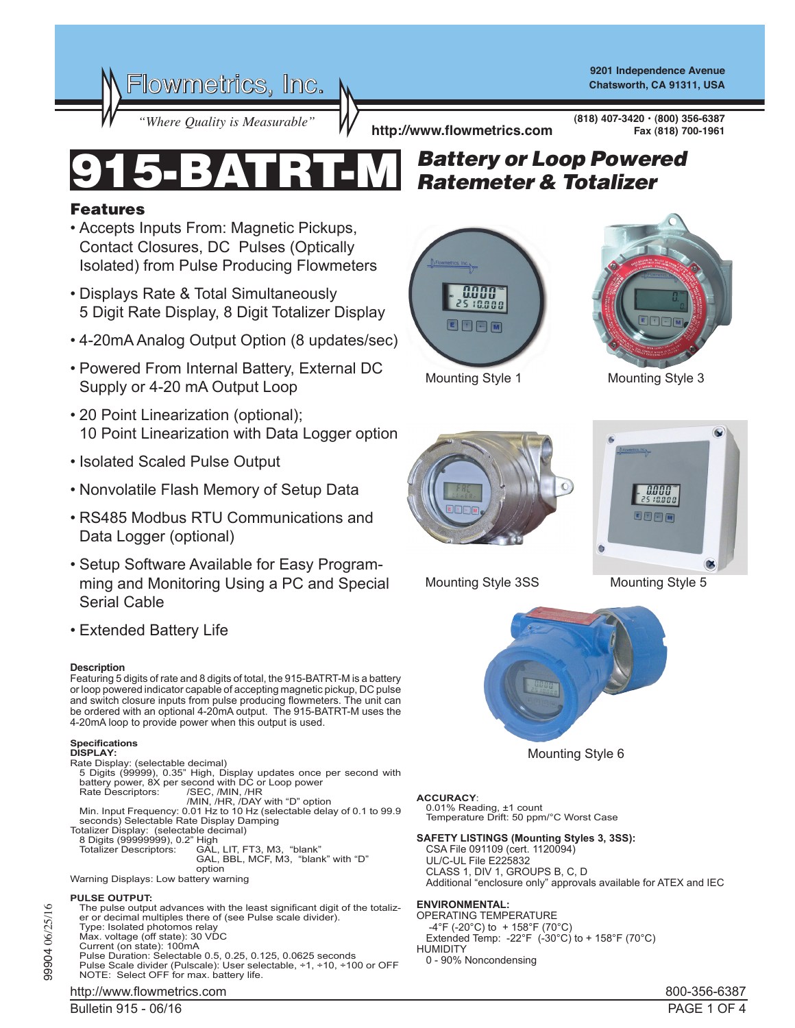Flowmetrics, Inc.

*"Where Quality is Measurable"*

9201 Independence Avenue
Chatsworth, CA 91311, USA

http://www.flowmetrics.com

(818) 407-3420 · (800) 356-6387
Fax (818) 700-1961

# 915-BATRT-M

## *Battery or Loop Powered Ratemeter & Totalizer*

## Features

- Accepts Inputs From: Magnetic Pickups, Contact Closures, DC Pulses (Optically Isolated) from Pulse Producing Flowmeters
- Displays Rate & Total Simultaneously
  5 Digit Rate Display, 8 Digit Totalizer Display
- 4-20mA Analog Output Option (8 updates/sec)
- Powered From Internal Battery, External DC Supply or 4-20 mA Output Loop
- 20 Point Linearization (optional);
  10 Point Linearization with Data Logger option
- Isolated Scaled Pulse Output
- Nonvolatile Flash Memory of Setup Data
- RS485 Modbus RTU Communications and Data Logger (optional)
- Setup Software Available for Easy Programming and Monitoring Using a PC and Special Serial Cable
- Extended Battery Life

Mounting Style 1

Mounting Style 3

Mounting Style 3SS

Mounting Style 5

Mounting Style 6

### Description

Featuring 5 digits of rate and 8 digits of total, the 915-BATRT-M is a battery or loop powered indicator capable of accepting magnetic pickup, DC pulse and switch closure inputs from pulse producing flowmeters. The unit can be ordered with an optional 4-20mA output. The 915-BATRT-M uses the 4-20mA loop to provide power when this output is used.

### Specifications

**DISPLAY:**

Rate Display: (selectable decimal)
5 Digits (99999), 0.35" High, Display updates once per second with battery power, 8X per second with DC or Loop power
Rate Descriptors: /SEC, /MIN, /HR
/MIN, /HR, /DAY with "D" option
Min. Input Frequency: 0.01 Hz to 10 Hz (selectable delay of 0.1 to 99.9 seconds) Selectable Rate Display Damping

Totalizer Display: (selectable decimal)
8 Digits (99999999), 0.2" High
Totalizer Descriptors: GAL, LIT, FT3, M3, "blank"
GAL, BBL, MCF, M3, "blank" with "D" option

Warning Displays: Low battery warning

**PULSE OUTPUT:**

The pulse output advances with the least significant digit of the totalizer or decimal multiples there of (see Pulse scale divider).
Type: Isolated photomos relay
Max. voltage (off state): 30 VDC
Current (on state): 100mA
Pulse Duration: Selectable 0.5, 0.25, 0.125, 0.0625 seconds
Pulse Scale divider (Pulscale): User selectable, ÷1, ÷10, ÷100 or OFF
NOTE: Select OFF for max. battery life.

**ACCURACY**:
0.01% Reading, ±1 count
Temperature Drift: 50 ppm/°C Worst Case

**SAFETY LISTINGS (Mounting Styles 3, 3SS):**
CSA File 091109 (cert. 1120094)
UL/C-UL File E225832
CLASS 1, DIV 1, GROUPS B, C, D
Additional "enclosure only" approvals available for ATEX and IEC

**ENVIRONMENTAL:**
OPERATING TEMPERATURE
-4°F (-20°C) to + 158°F (70°C)
Extended Temp: -22°F (-30°C) to + 158°F (70°C)
HUMIDITY
0 - 90% Noncondensing

99904 06/25/16

http://www.flowmetrics.com
Bulletin 915 - 06/16

800-356-6387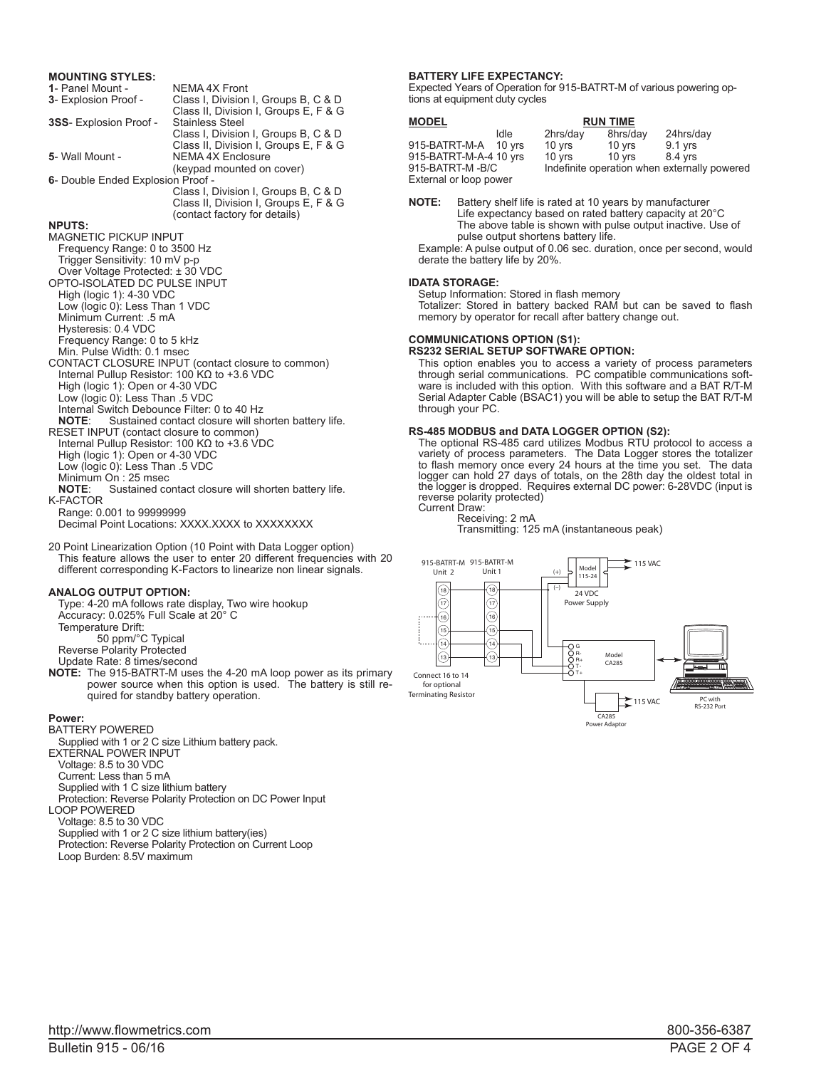### MOUNTING STYLES:

**1**- Panel Mount - NEMA 4X Front
**3**- Explosion Proof - Class I, Division I, Groups B, C & D
Class II, Division I, Groups E, F & G
**3SS**- Explosion Proof - Stainless Steel
Class I, Division I, Groups B, C & D
Class II, Division I, Groups E, F & G
**5**- Wall Mount - NEMA 4X Enclosure
(keypad mounted on cover)
**6**- Double Ended Explosion Proof -
Class I, Division I, Groups B, C & D
Class II, Division I, Groups E, F & G
(contact factory for details)

### NPUTS:

MAGNETIC PICKUP INPUT
- Frequency Range: 0 to 3500 Hz
- Trigger Sensitivity: 10 mV p-p
- Over Voltage Protected: ± 30 VDC

OPTO-ISOLATED DC PULSE INPUT
- High (logic 1): 4-30 VDC
- Low (logic 0): Less Than 1 VDC
- Minimum Current: .5 mA
- Hysteresis: 0.4 VDC
- Frequency Range: 0 to 5 kHz
- Min. Pulse Width: 0.1 msec

CONTACT CLOSURE INPUT (contact closure to common)
- Internal Pullup Resistor: 100 KΩ to +3.6 VDC
- High (logic 1): Open or 4-30 VDC
- Low (logic 0): Less Than .5 VDC
- Internal Switch Debounce Filter: 0 to 40 Hz
- **NOTE**: Sustained contact closure will shorten battery life.

RESET INPUT (contact closure to common)
- Internal Pullup Resistor: 100 KΩ to +3.6 VDC
- High (logic 1): Open or 4-30 VDC
- Low (logic 0): Less Than .5 VDC
- Minimum On : 25 msec
- **NOTE**: Sustained contact closure will shorten battery life.

K-FACTOR
- Range: 0.001 to 99999999
- Decimal Point Locations: XXXX.XXXX to XXXXXXXX

20 Point Linearization Option (10 Point with Data Logger option)
This feature allows the user to enter 20 different frequencies with 20 different corresponding K-Factors to linearize non linear signals.

### ANALOG OUTPUT OPTION:

- Type: 4-20 mA follows rate display, Two wire hookup
- Accuracy: 0.025% Full Scale at 20° C
- Temperature Drift:
  50 ppm/°C Typical
- Reverse Polarity Protected
- Update Rate: 8 times/second

**NOTE:** The 915-BATRT-M uses the 4-20 mA loop power as its primary power source when this option is used. The battery is still required for standby battery operation.

### Power:

BATTERY POWERED
- Supplied with 1 or 2 C size Lithium battery pack.

EXTERNAL POWER INPUT
- Voltage: 8.5 to 30 VDC
- Current: Less than 5 mA
- Supplied with 1 C size lithium battery
- Protection: Reverse Polarity Protection on DC Power Input

LOOP POWERED
- Voltage: 8.5 to 30 VDC
- Supplied with 1 or 2 C size lithium battery(ies)
- Protection: Reverse Polarity Protection on Current Loop
- Loop Burden: 8.5V maximum

### BATTERY LIFE EXPECTANCY:

Expected Years of Operation for 915-BATRT-M of various powering options at equipment duty cycles

| MODEL | RUN TIME | | | |
|---|---|---|---|---|
| | Idle | 2hrs/day | 8hrs/day | 24hrs/day |
| 915-BATRT-M-A | 10 yrs | 10 yrs | 10 yrs | 9.1 yrs |
| 915-BATRT-M-A-4 | 10 yrs | 10 yrs | 10 yrs | 8.4 yrs |
| 915-BATRT-M -B/C External or loop power | | Indefinite operation when externally powered | | |

**NOTE:** Battery shelf life is rated at 10 years by manufacturer
Life expectancy based on rated battery capacity at 20°C
The above table is shown with pulse output inactive. Use of pulse output shortens battery life.

Example: A pulse output of 0.06 sec. duration, once per second, would derate the battery life by 20%.

### IDATA STORAGE:

Setup Information: Stored in flash memory
Totalizer: Stored in battery backed RAM but can be saved to flash memory by operator for recall after battery change out.

### COMMUNICATIONS OPTION (S1):
### RS232 SERIAL SETUP SOFTWARE OPTION:

This option enables you to access a variety of process parameters through serial communications. PC compatible communications software is included with this option. With this software and a BAT R/T-M Serial Adapter Cable (BSAC1) you will be able to setup the BAT R/T-M through your PC.

### RS-485 MODBUS and DATA LOGGER OPTION (S2):

The optional RS-485 card utilizes Modbus RTU protocol to access a variety of process parameters. The Data Logger stores the totalizer to flash memory once every 24 hours at the time you set. The data logger can hold 27 days of totals, on the 28th day the oldest total in the logger is dropped. Requires external DC power: 6-28VDC (input is reverse polarity protected)

Current Draw:
- Receiving: 2 mA
- Transmitting: 125 mA (instantaneous peak)

915-BATRT-M Unit 2 | 915-BATRT-M Unit 1 | Model 115-24 24 VDC Power Supply | 115 VAC | Model CA285 | CA285 Power Adaptor | PC with RS-232 Port

Connect 16 to 14 for optional Terminating Resistor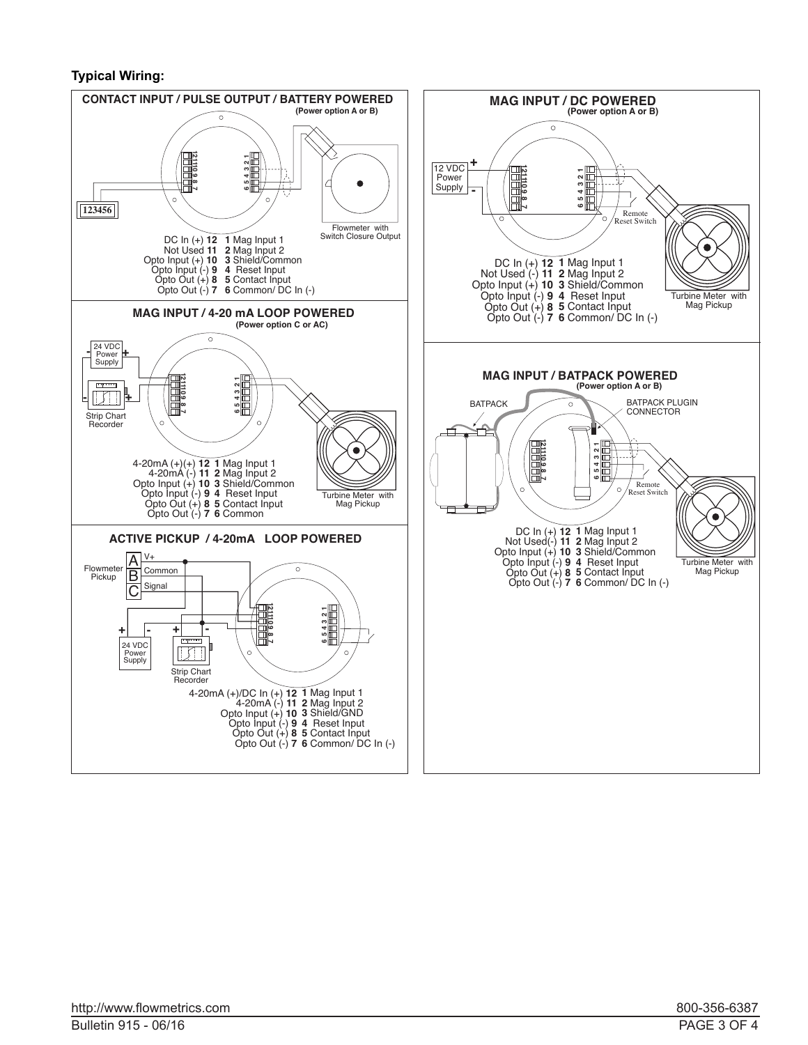**Typical Wiring:**

### CONTACT INPUT / PULSE OUTPUT / BATTERY POWERED
**(Power option A or B)**

123456

Flowmeter with Switch Closure Output

| | |
|---|---|
| DC In (+) **12** | **1** Mag Input 1 |
| Not Used **11** | **2** Mag Input 2 |
| Opto Input (+) **10** | **3** Shield/Common |
| Opto Input (-) **9** | **4** Reset Input |
| Opto Out (+) **8** | **5** Contact Input |
| Opto Out (-) **7** | **6** Common/ DC In (-) |

### MAG INPUT / 4-20 mA LOOP POWERED
**(Power option C or AC)**

24 VDC Power Supply

Strip Chart Recorder

Turbine Meter with Mag Pickup

| | |
|---|---|
| 4-20mA (+)(+) **12** | **1** Mag Input 1 |
| 4-20mA (-) **11** | **2** Mag Input 2 |
| Opto Input (+) **10** | **3** Shield/Common |
| Opto Input (-) **9** | **4** Reset Input |
| Opto Out (+) **8** | **5** Contact Input |
| Opto Out (-) **7** | **6** Common |

### ACTIVE PICKUP / 4-20mA LOOP POWERED

Flowmeter Pickup: A V+, B Common, C Signal

24 VDC Power Supply

Strip Chart Recorder

| | |
|---|---|
| 4-20mA (+)/DC In (+) **12** | **1** Mag Input 1 |
| 4-20mA (-) **11** | **2** Mag Input 2 |
| Opto Input (+) **10** | **3** Shield/GND |
| Opto Input (-) **9** | **4** Reset Input |
| Opto Out (+) **8** | **5** Contact Input |
| Opto Out (-) **7** | **6** Common/ DC In (-) |

### MAG INPUT / DC POWERED
**(Power option A or B)**

12 VDC Power Supply

Remote Reset Switch

Turbine Meter with Mag Pickup

| | |
|---|---|
| DC In (+) **12** | **1** Mag Input 1 |
| Not Used (-) **11** | **2** Mag Input 2 |
| Opto Input (+) **10** | **3** Shield/Common |
| Opto Input (-) **9** | **4** Reset Input |
| Opto Out (+) **8** | **5** Contact Input |
| Opto Out (-) **7** | **6** Common/ DC In (-) |

### MAG INPUT / BATPACK POWERED
**(Power option A or B)**

BATPACK

BATPACK PLUGIN CONNECTOR

Remote Reset Switch

Turbine Meter with Mag Pickup

| | |
|---|---|
| DC In (+) **12** | **1** Mag Input 1 |
| Not Used(-) **11** | **2** Mag Input 2 |
| Opto Input (+) **10** | **3** Shield/Common |
| Opto Input (-) **9** | **4** Reset Input |
| Opto Out (+) **8** | **5** Contact Input |
| Opto Out (-) **7** | **6** Common/ DC In (-) |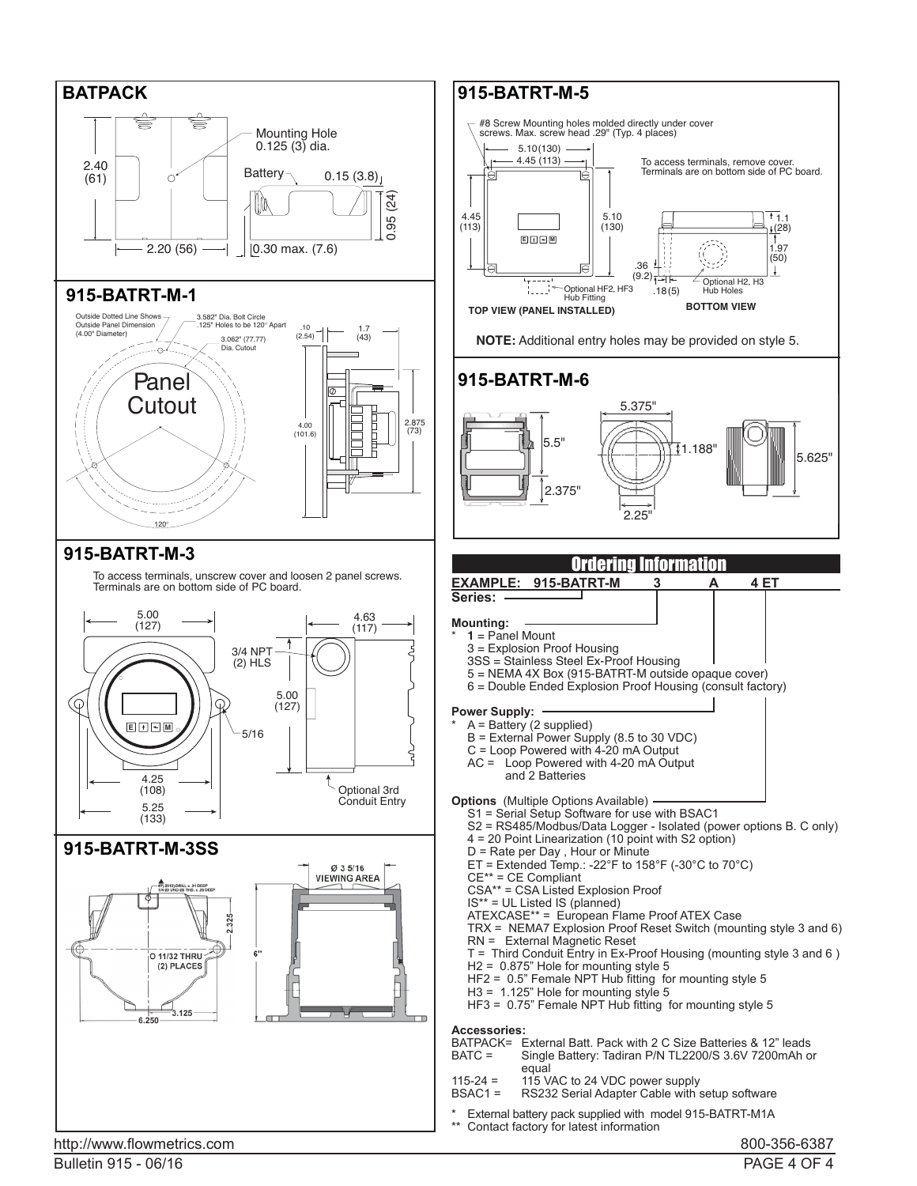## BATPACK

2.40 (61)

Mounting Hole 0.125 (3) dia.

Battery

0.15 (3.8)

0.95 (24)

2.20 (56)

0.30 max. (7.6)

## 915-BATRT-M-1

Outside Dotted Line Shows Outside Panel Dimension (4.00" Diameter)

3.582" Dia. Bolt Circle .125" Holes to be 120° Apart

3.062" (77.77) Dia. Cutout

Panel Cutout

120°

.10 (2.54)

1.7 (43)

4.00 (101.6)

2.875 (73)

## 915-BATRT-M-3

To access terminals, unscrew cover and loosen 2 panel screws. Terminals are on bottom side of PC board.

5.00 (127)

4.63 (117)

3/4 NPT (2) HLS

5.00 (127)

5/16

4.25 (108)

5.25 (133)

Optional 3rd Conduit Entry

## 915-BATRT-M-3SS

Ø 3 5/16 VIEWING AREA

2.325

6"

O 11/32 THRU (2) PLACES

3.125

6.250

## 915-BATRT-M-5

#8 Screw Mounting holes molded directly under cover screws. Max. screw head .29" (Typ. 4 places)

5.10 (130)

4.45 (113)

To access terminals, remove cover. Terminals are on bottom side of PC board.

4.45 (113)

5.10 (130)

1.1 (28)

1.97 (50)

.36 (9.2)

.18 (5)

Optional HF2, HF3 Hub Fitting

Optional H2, H3 Hub Holes

TOP VIEW (PANEL INSTALLED)

BOTTOM VIEW

**NOTE:** Additional entry holes may be provided on style 5.

## 915-BATRT-M-6

5.375"

5.5"

1.188"

5.625"

2.375"

2.25"

## Ordering Information

**EXAMPLE: 915-BATRT-M 3 A 4 ET**

**Series:**

**Mounting:**

- \* **1** = Panel Mount
- 3 = Explosion Proof Housing
- 3SS = Stainless Steel Ex-Proof Housing
- 5 = NEMA 4X Box (915-BATRT-M outside opaque cover)
- 6 = Double Ended Explosion Proof Housing (consult factory)

**Power Supply:**

- \* A = Battery (2 supplied)
- B = External Power Supply (8.5 to 30 VDC)
- C = Loop Powered with 4-20 mA Output
- AC = Loop Powered with 4-20 mA Output and 2 Batteries

**Options** (Multiple Options Available)

- S1 = Serial Setup Software for use with BSAC1
- S2 = RS485/Modbus/Data Logger - Isolated (power options B. C only)
- 4 = 20 Point Linearization (10 point with S2 option)
- D = Rate per Day , Hour or Minute
- ET = Extended Temp.: -22°F to 158°F (-30°C to 70°C)
- CE** = CE Compliant
- CSA** = CSA Listed Explosion Proof
- IS** = UL Listed IS (planned)
- ATEXCASE** = European Flame Proof ATEX Case
- TRX = NEMA7 Explosion Proof Reset Switch (mounting style 3 and 6)
- RN = External Magnetic Reset
- T = Third Conduit Entry in Ex-Proof Housing (mounting style 3 and 6 )
- H2 = 0.875" Hole for mounting style 5
- HF2 = 0.5" Female NPT Hub fitting for mounting style 5
- H3 = 1.125" Hole for mounting style 5
- HF3 = 0.75" Female NPT Hub fitting for mounting style 5

**Accessories:**

- BATPACK= External Batt. Pack with 2 C Size Batteries & 12" leads
- BATC = Single Battery: Tadiran P/N TL2200/S 3.6V 7200mAh or equal
- 115-24 = 115 VAC to 24 VDC power supply
- BSAC1 = RS232 Serial Adapter Cable with setup software

\* External battery pack supplied with model 915-BATRT-M1A

** Contact factory for latest information

http://www.flowmetrics.com

800-356-6387

Bulletin 915 - 06/16